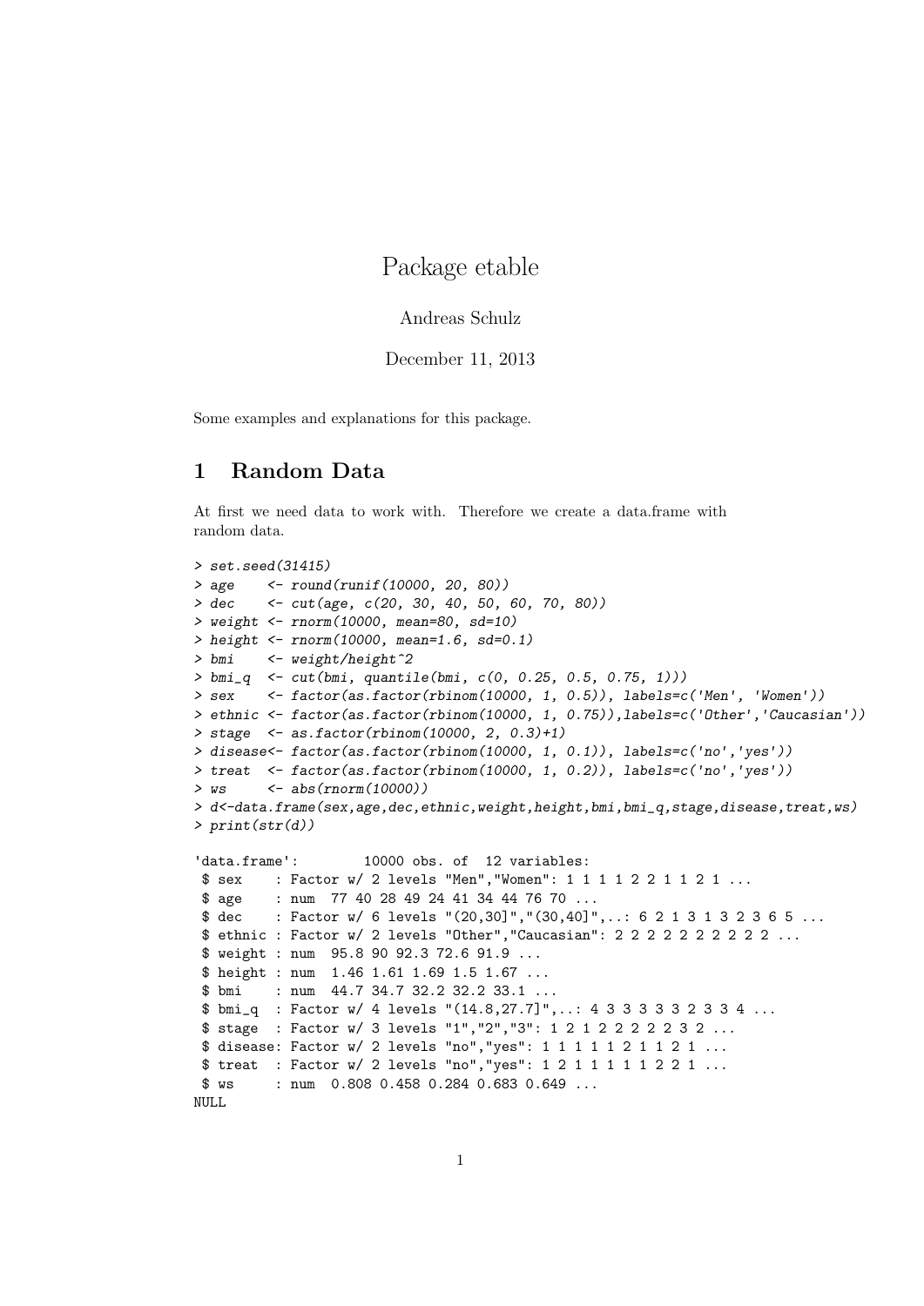# Package etable

Andreas Schulz

December 11, 2013

Some examples and explanations for this package.

## 1 Random Data

At first we need data to work with. Therefore we create a data.frame with random data.

```
> set.seed(31415)
> age    <- round(runif(10000, 20, 80))
> dec    <- cut(age, c(20, 30, 40, 50, 60, 70, 80))
> weight <- rnorm(10000, mean=80, sd=10)
> height <- rnorm(10000, mean=1.6, sd=0.1)
> bmi    <- weight/height^2
> bmi_q  <- cut(bmi, quantile(bmi, c(0, 0.25, 0.5, 0.75, 1)))
> sex    <- factor(as.factor(rbinom(10000, 1, 0.5)), labels=c('Men', 'Women'))
> ethnic <- factor(as.factor(rbinom(10000, 1, 0.75)),labels=c('Other','Caucasian'))
> stage  <- as.factor(rbinom(10000, 2, 0.3)+1)
> disease<- factor(as.factor(rbinom(10000, 1, 0.1)), labels=c('no','yes'))
> treat  <- factor(as.factor(rbinom(10000, 1, 0.2)), labels=c('no','yes'))
> ws     <- abs(rnorm(10000))
> d<-data.frame(sex,age,dec,ethnic,weight,height,bmi,bmi_q,stage,disease,treat,ws)
> print(str(d))

'data.frame':        10000 obs. of  12 variables:
 $ sex    : Factor w/ 2 levels "Men","Women": 1 1 1 1 2 2 1 1 2 1 ...
 $ age    : num  77 40 28 49 24 41 34 44 76 70 ...
 $ dec    : Factor w/ 6 levels "(20,30]","(30,40]",..: 6 2 1 3 1 3 2 3 6 5 ...
 $ ethnic : Factor w/ 2 levels "Other","Caucasian": 2 2 2 2 2 2 2 2 2 2 ...
 $ weight : num  95.8 90 92.3 72.6 91.9 ...
 $ height : num  1.46 1.61 1.69 1.5 1.67 ...
 $ bmi    : num  44.7 34.7 32.2 32.2 33.1 ...
 $ bmi_q  : Factor w/ 4 levels "(14.8,27.7]",..: 4 3 3 3 3 3 2 3 3 4 ...
 $ stage  : Factor w/ 3 levels "1","2","3": 1 2 1 2 2 2 2 2 3 2 ...
 $ disease: Factor w/ 2 levels "no","yes": 1 1 1 1 1 2 1 1 2 1 ...
 $ treat  : Factor w/ 2 levels "no","yes": 1 2 1 1 1 1 1 2 2 1 ...
 $ ws     : num  0.808 0.458 0.284 0.683 0.649 ...
NULL
```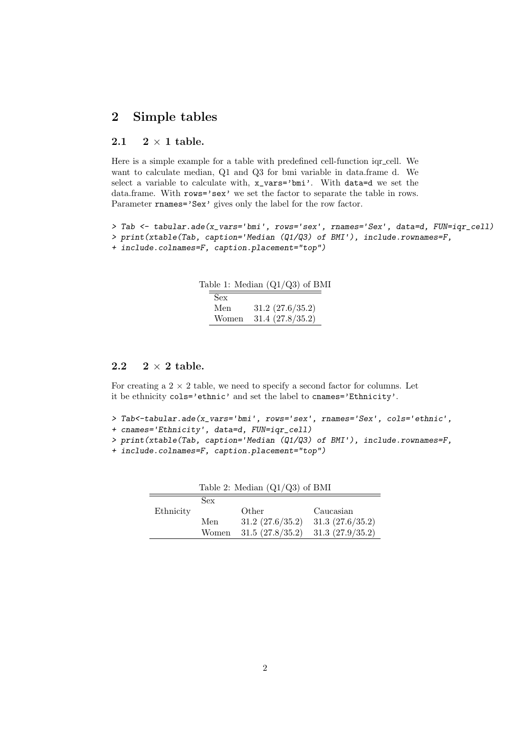## 2 Simple tables

### 2.1 2 × 1 table.

Here is a simple example for a table with predefined cell-function iqr_cell. We want to calculate median, Q1 and Q3 for bmi variable in data.frame d. We select a variable to calculate with, `x_vars='bmi'`. With `data=d` we set the data.frame. With `rows='sex'` we set the factor to separate the table in rows. Parameter `rnames='Sex'` gives only the label for the row factor.

```
> Tab <- tabular.ade(x_vars='bmi', rows='sex', rnames='Sex', data=d, FUN=iqr_cell)
> print(xtable(Tab, caption='Median (Q1/Q3) of BMI'), include.rownames=F,
+ include.colnames=F, caption.placement="top")
```

Table 1: Median (Q1/Q3) of BMI

| Sex | |
|---|---|
| Men | 31.2 (27.6/35.2) |
| Women | 31.4 (27.8/35.2) |

### 2.2 2 × 2 table.

For creating a 2 × 2 table, we need to specify a second factor for columns. Let it be ethnicity `cols='ethnic'` and set the label to `cnames='Ethnicity'`.

```
> Tab<-tabular.ade(x_vars='bmi', rows='sex', rnames='Sex', cols='ethnic',
+ cnames='Ethnicity', data=d, FUN=iqr_cell)
> print(xtable(Tab, caption='Median (Q1/Q3) of BMI'), include.rownames=F,
+ include.colnames=F, caption.placement="top")
```

Table 2: Median (Q1/Q3) of BMI

| | Sex | | |
|---|---|---|---|
| Ethnicity | | Other | Caucasian |
| | Men | 31.2 (27.6/35.2) | 31.3 (27.6/35.2) |
| | Women | 31.5 (27.8/35.2) | 31.3 (27.9/35.2) |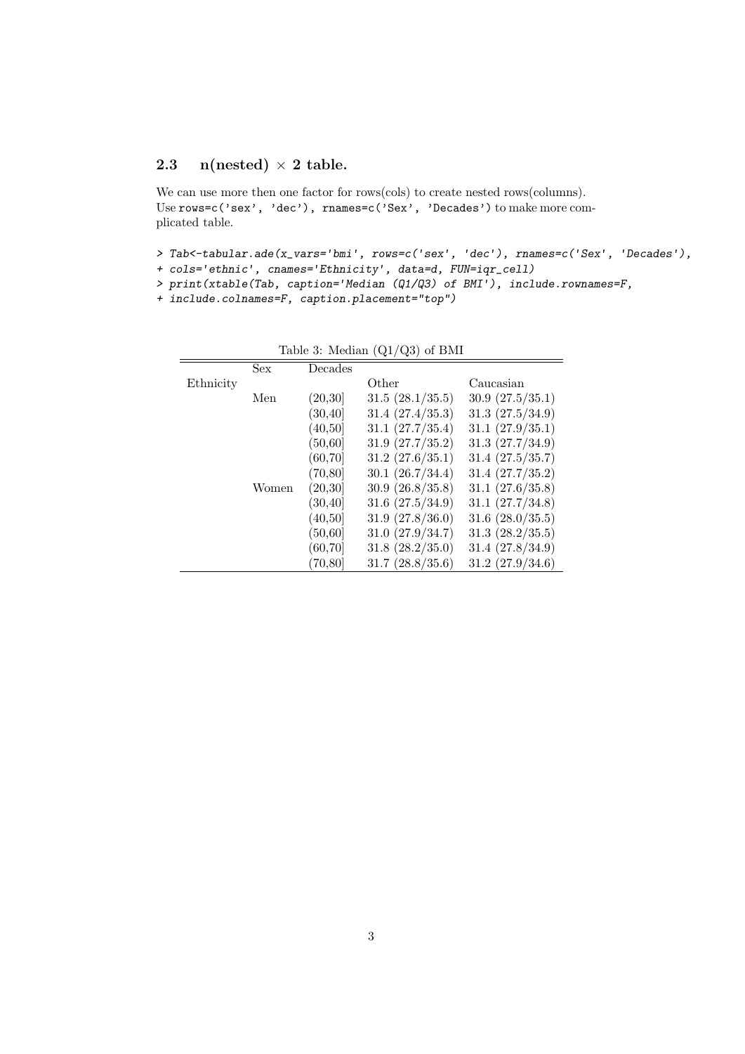### 2.3 n(nested) × 2 table.

We can use more then one factor for rows(cols) to create nested rows(columns). Use `rows=c('sex', 'dec'), rnames=c('Sex', 'Decades')` to make more complicated table.

```
> Tab<-tabular.ade(x_vars='bmi', rows=c('sex', 'dec'), rnames=c('Sex', 'Decades'),
+ cols='ethnic', cnames='Ethnicity', data=d, FUN=iqr_cell)
> print(xtable(Tab, caption='Median (Q1/Q3) of BMI'), include.rownames=F,
+ include.colnames=F, caption.placement="top")
```

Table 3: Median (Q1/Q3) of BMI

| | Sex | Decades | | |
|---|---|---|---|---|
| Ethnicity | | | Other | Caucasian |
| | Men | (20,30] | 31.5 (28.1/35.5) | 30.9 (27.5/35.1) |
| | | (30,40] | 31.4 (27.4/35.3) | 31.3 (27.5/34.9) |
| | | (40,50] | 31.1 (27.7/35.4) | 31.1 (27.9/35.1) |
| | | (50,60] | 31.9 (27.7/35.2) | 31.3 (27.7/34.9) |
| | | (60,70] | 31.2 (27.6/35.1) | 31.4 (27.5/35.7) |
| | | (70,80] | 30.1 (26.7/34.4) | 31.4 (27.7/35.2) |
| | Women | (20,30] | 30.9 (26.8/35.8) | 31.1 (27.6/35.8) |
| | | (30,40] | 31.6 (27.5/34.9) | 31.1 (27.7/34.8) |
| | | (40,50] | 31.9 (27.8/36.0) | 31.6 (28.0/35.5) |
| | | (50,60] | 31.0 (27.9/34.7) | 31.3 (28.2/35.5) |
| | | (60,70] | 31.8 (28.2/35.0) | 31.4 (27.8/34.9) |
| | | (70,80] | 31.7 (28.8/35.6) | 31.2 (27.9/34.6) |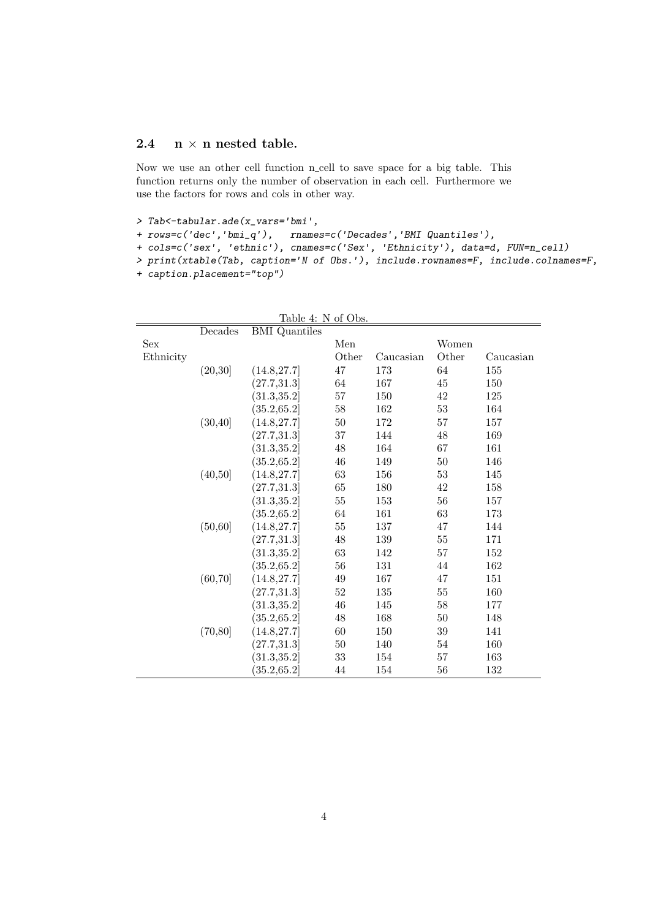## 2.4 n × n nested table.

Now we use an other cell function n_cell to save space for a big table. This function returns only the number of observation in each cell. Furthermore we use the factors for rows and cols in other way.

```
> Tab<-tabular.ade(x_vars='bmi',
+ rows=c('dec','bmi_q'),   rnames=c('Decades','BMI Quantiles'),
+ cols=c('sex', 'ethnic'), cnames=c('Sex', 'Ethnicity'), data=d, FUN=n_cell)
> print(xtable(Tab, caption='N of Obs.'), include.rownames=F, include.colnames=F,
+ caption.placement="top")
```

Table 4: N of Obs.

| | Decades | BMI Quantiles | | | | |
|---|---|---|---|---|---|---|
| Sex | | | Men | | Women | |
| Ethnicity | | | Other | Caucasian | Other | Caucasian |
| | (20,30] | (14.8,27.7] | 47 | 173 | 64 | 155 |
| | | (27.7,31.3] | 64 | 167 | 45 | 150 |
| | | (31.3,35.2] | 57 | 150 | 42 | 125 |
| | | (35.2,65.2] | 58 | 162 | 53 | 164 |
| | (30,40] | (14.8,27.7] | 50 | 172 | 57 | 157 |
| | | (27.7,31.3] | 37 | 144 | 48 | 169 |
| | | (31.3,35.2] | 48 | 164 | 67 | 161 |
| | | (35.2,65.2] | 46 | 149 | 50 | 146 |
| | (40,50] | (14.8,27.7] | 63 | 156 | 53 | 145 |
| | | (27.7,31.3] | 65 | 180 | 42 | 158 |
| | | (31.3,35.2] | 55 | 153 | 56 | 157 |
| | | (35.2,65.2] | 64 | 161 | 63 | 173 |
| | (50,60] | (14.8,27.7] | 55 | 137 | 47 | 144 |
| | | (27.7,31.3] | 48 | 139 | 55 | 171 |
| | | (31.3,35.2] | 63 | 142 | 57 | 152 |
| | | (35.2,65.2] | 56 | 131 | 44 | 162 |
| | (60,70] | (14.8,27.7] | 49 | 167 | 47 | 151 |
| | | (27.7,31.3] | 52 | 135 | 55 | 160 |
| | | (31.3,35.2] | 46 | 145 | 58 | 177 |
| | | (35.2,65.2] | 48 | 168 | 50 | 148 |
| | (70,80] | (14.8,27.7] | 60 | 150 | 39 | 141 |
| | | (27.7,31.3] | 50 | 140 | 54 | 160 |
| | | (31.3,35.2] | 33 | 154 | 57 | 163 |
| | | (35.2,65.2] | 44 | 154 | 56 | 132 |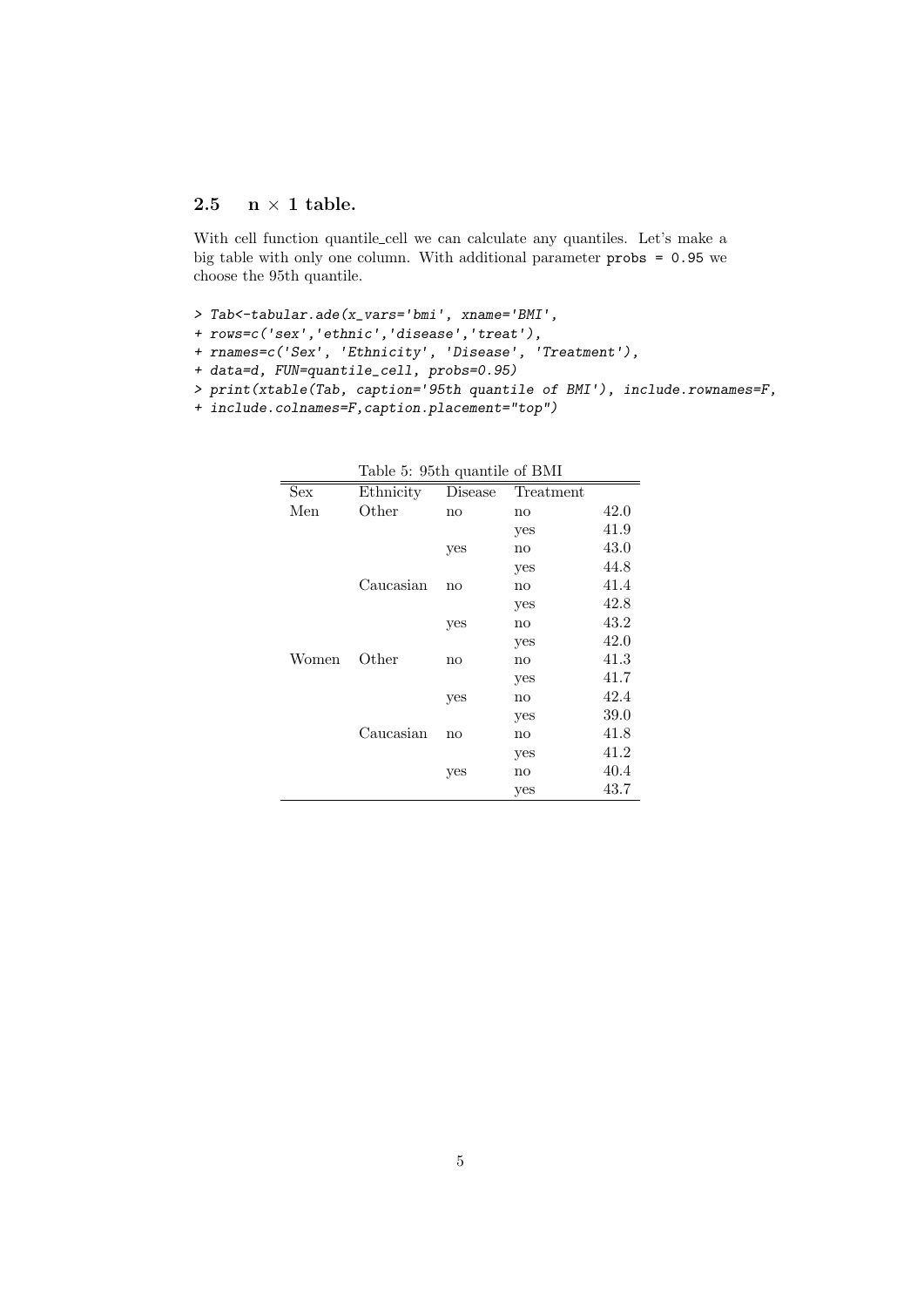### 2.5 n × 1 table.

With cell function quantile_cell we can calculate any quantiles. Let's make a big table with only one column. With additional parameter `probs = 0.95` we choose the 95th quantile.

```
> Tab<-tabular.ade(x_vars='bmi', xname='BMI',
+ rows=c('sex','ethnic','disease','treat'),
+ rnames=c('Sex', 'Ethnicity', 'Disease', 'Treatment'),
+ data=d, FUN=quantile_cell, probs=0.95)
> print(xtable(Tab, caption='95th quantile of BMI'), include.rownames=F,
+ include.colnames=F,caption.placement="top")
```

Table 5: 95th quantile of BMI

| Sex | Ethnicity | Disease | Treatment | |
|---|---|---|---|---|
| Men | Other | no | no | 42.0 |
| | | | yes | 41.9 |
| | | yes | no | 43.0 |
| | | | yes | 44.8 |
| | Caucasian | no | no | 41.4 |
| | | | yes | 42.8 |
| | | yes | no | 43.2 |
| | | | yes | 42.0 |
| Women | Other | no | no | 41.3 |
| | | | yes | 41.7 |
| | | yes | no | 42.4 |
| | | | yes | 39.0 |
| | Caucasian | no | no | 41.8 |
| | | | yes | 41.2 |
| | | yes | no | 40.4 |
| | | | yes | 43.7 |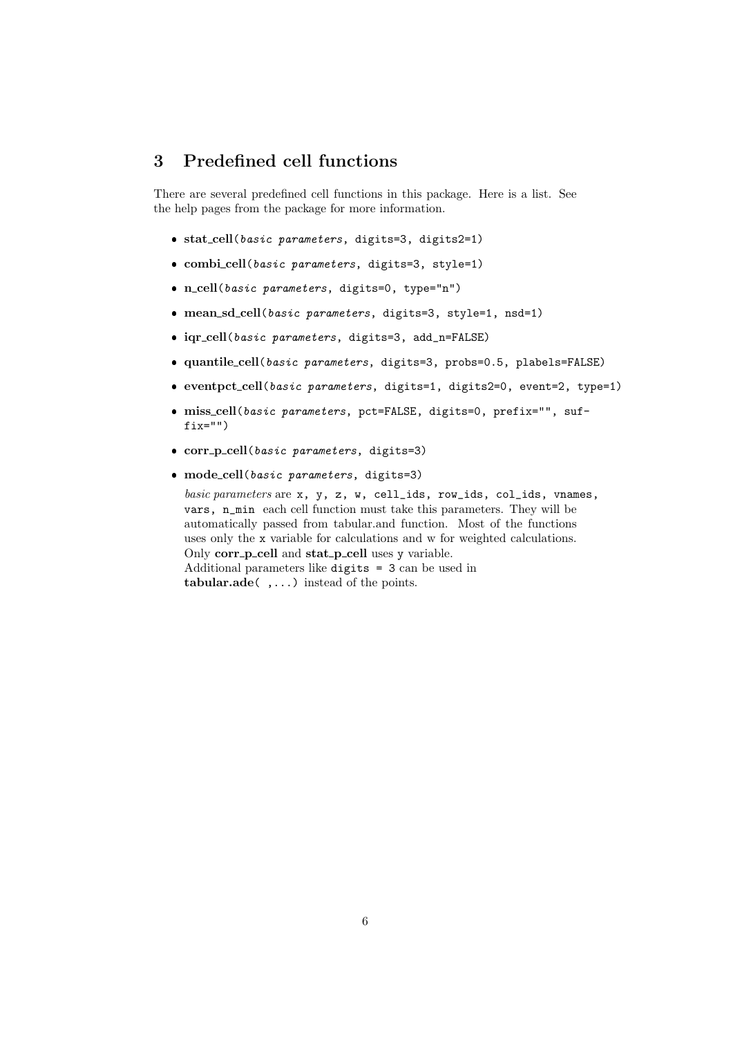## 3 Predefined cell functions

There are several predefined cell functions in this package. Here is a list. See the help pages from the package for more information.

- **stat_cell**(*basic parameters*, digits=3, digits2=1)
- **combi_cell**(*basic parameters*, digits=3, style=1)
- **n_cell**(*basic parameters*, digits=0, type="n")
- **mean_sd_cell**(*basic parameters*, digits=3, style=1, nsd=1)
- **iqr_cell**(*basic parameters*, digits=3, add_n=FALSE)
- **quantile_cell**(*basic parameters*, digits=3, probs=0.5, plabels=FALSE)
- **eventpct_cell**(*basic parameters*, digits=1, digits2=0, event=2, type=1)
- **miss_cell**(*basic parameters*, pct=FALSE, digits=0, prefix="", suffix="")
- **corr_p_cell**(*basic parameters*, digits=3)
- **mode_cell**(*basic parameters*, digits=3)

  *basic parameters* are x, y, z, w, cell_ids, row_ids, col_ids, vnames, vars, n_min each cell function must take this parameters. They will be automatically passed from tabular.and function. Most of the functions uses only the x variable for calculations and w for weighted calculations. Only **corr_p_cell** and **stat_p_cell** uses y variable.
  Additional parameters like digits = 3 can be used in **tabular.ade**( ,...) instead of the points.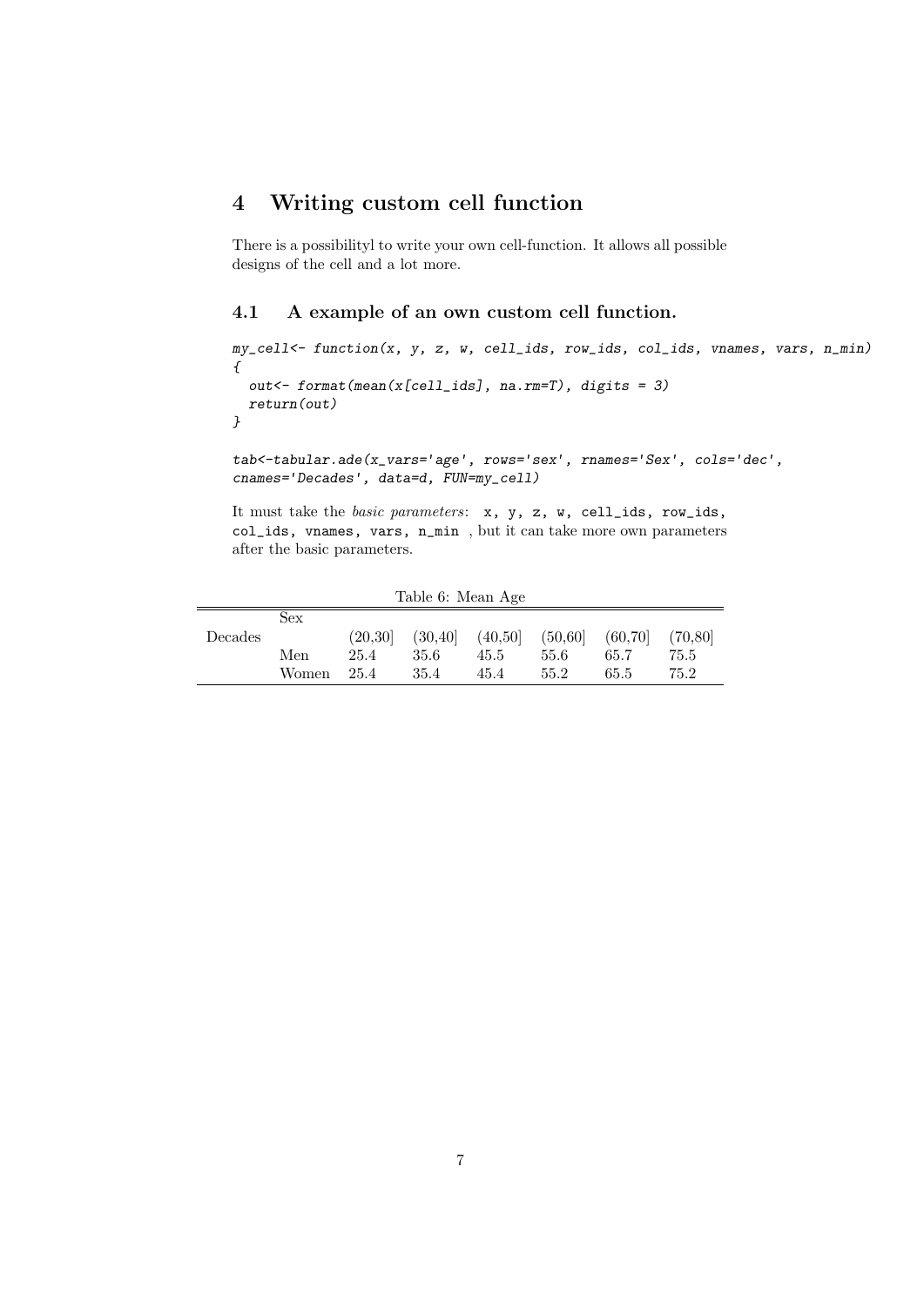# 4 Writing custom cell function

There is a possibilityl to write your own cell-function. It allows all possible designs of the cell and a lot more.

## 4.1 A example of an own custom cell function.

```
my_cell<- function(x, y, z, w, cell_ids, row_ids, col_ids, vnames, vars, n_min)
{
  out<- format(mean(x[cell_ids], na.rm=T), digits = 3)
  return(out)
}

tab<-tabular.ade(x_vars='age', rows='sex', rnames='Sex', cols='dec',
cnames='Decades', data=d, FUN=my_cell)
```

It must take the *basic parameters*: `x, y, z, w, cell_ids, row_ids, col_ids, vnames, vars, n_min` , but it can take more own parameters after the basic parameters.

Table 6: Mean Age

| | Sex | | | | | | |
|---|---|---|---|---|---|---|---|
| Decades | | (20,30] | (30,40] | (40,50] | (50,60] | (60,70] | (70,80] |
| | Men | 25.4 | 35.6 | 45.5 | 55.6 | 65.7 | 75.5 |
| | Women | 25.4 | 35.4 | 45.4 | 55.2 | 65.5 | 75.2 |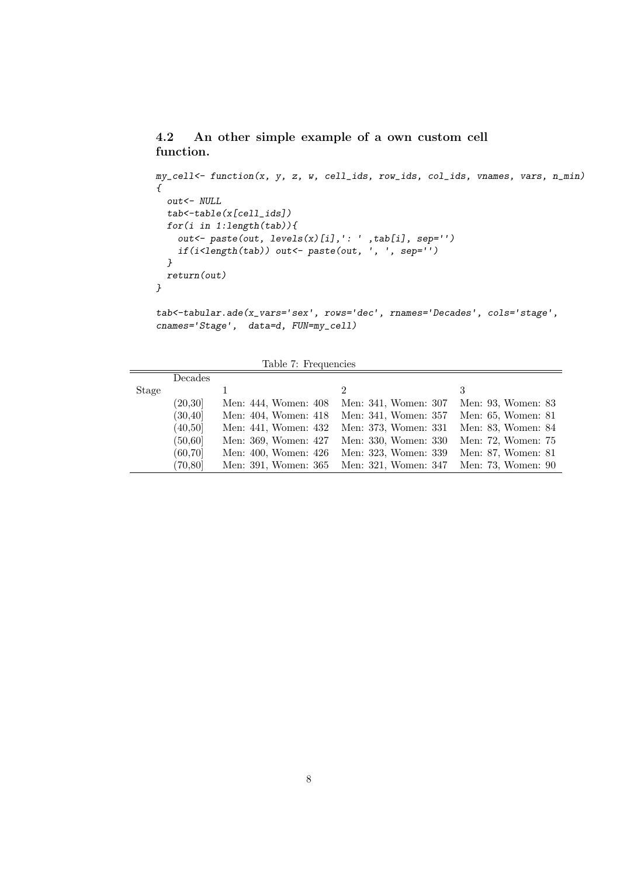## 4.2 An other simple example of a own custom cell function.

```
my_cell<- function(x, y, z, w, cell_ids, row_ids, col_ids, vnames, vars, n_min)
{
  out<- NULL
  tab<-table(x[cell_ids])
  for(i in 1:length(tab)){
    out<- paste(out, levels(x)[i],': ' ,tab[i], sep='')
    if(i<length(tab)) out<- paste(out, ', ', sep='')
  }
  return(out)
}

tab<-tabular.ade(x_vars='sex', rows='dec', rnames='Decades', cols='stage',
cnames='Stage',  data=d, FUN=my_cell)
```

Table 7: Frequencies

| | Decades | | | |
|---|---|---|---|---|
| Stage | | 1 | 2 | 3 |
| | (20,30] | Men: 444, Women: 408 | Men: 341, Women: 307 | Men: 93, Women: 83 |
| | (30,40] | Men: 404, Women: 418 | Men: 341, Women: 357 | Men: 65, Women: 81 |
| | (40,50] | Men: 441, Women: 432 | Men: 373, Women: 331 | Men: 83, Women: 84 |
| | (50,60] | Men: 369, Women: 427 | Men: 330, Women: 330 | Men: 72, Women: 75 |
| | (60,70] | Men: 400, Women: 426 | Men: 323, Women: 339 | Men: 87, Women: 81 |
| | (70,80] | Men: 391, Women: 365 | Men: 321, Women: 347 | Men: 73, Women: 90 |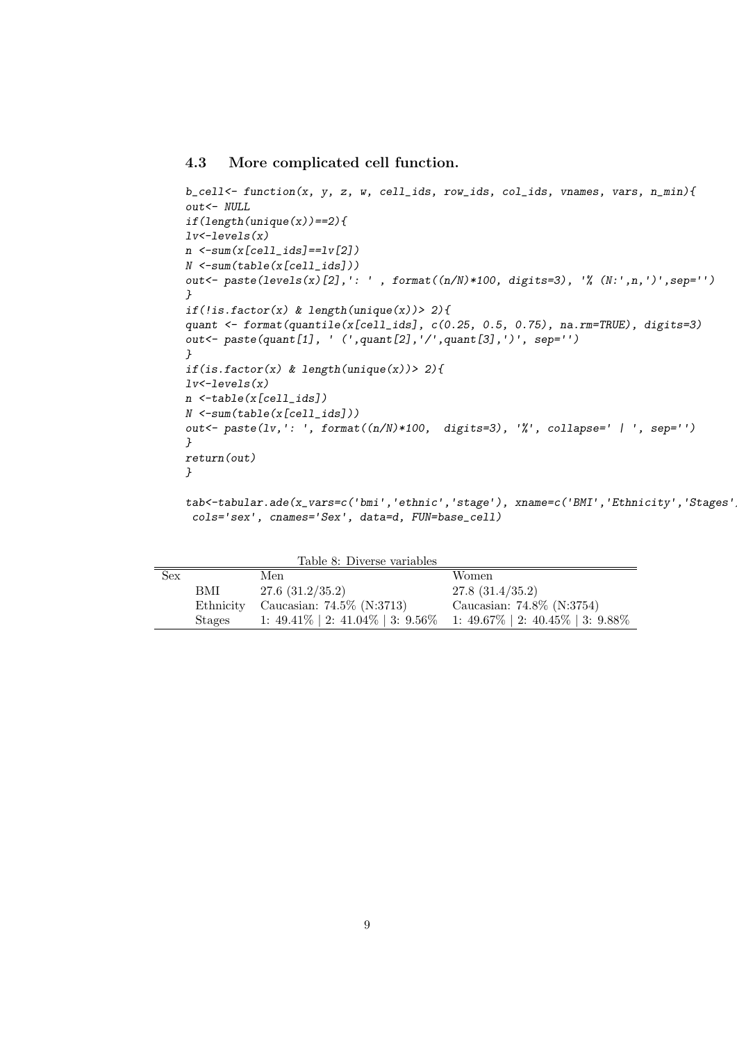### 4.3 More complicated cell function.

```
b_cell<- function(x, y, z, w, cell_ids, row_ids, col_ids, vnames, vars, n_min){
out<- NULL
if(length(unique(x))==2){
lv<-levels(x)
n <-sum(x[cell_ids]==lv[2])
N <-sum(table(x[cell_ids]))
out<- paste(levels(x)[2],': ' , format((n/N)*100, digits=3), '% (N:',n,')',sep='')
}
if(!is.factor(x) & length(unique(x))> 2){
quant <- format(quantile(x[cell_ids], c(0.25, 0.5, 0.75), na.rm=TRUE), digits=3)
out<- paste(quant[1], ' (',quant[2],'/',quant[3],')', sep='')
}
if(is.factor(x) & length(unique(x))> 2){
lv<-levels(x)
n <-table(x[cell_ids])
N <-sum(table(x[cell_ids]))
out<- paste(lv,': ', format((n/N)*100,  digits=3), '%', collapse=' | ', sep='')
}
return(out)
}

tab<-tabular.ade(x_vars=c('bmi','ethnic','stage'), xname=c('BMI','Ethnicity','Stages',
 cols='sex', cnames='Sex', data=d, FUN=base_cell)
```

Table 8: Diverse variables

| Sex | | Men | Women |
|---|---|---|---|
| | BMI | 27.6 (31.2/35.2) | 27.8 (31.4/35.2) |
| | Ethnicity | Caucasian: 74.5% (N:3713) | Caucasian: 74.8% (N:3754) |
| | Stages | 1: 49.41% \| 2: 41.04% \| 3: 9.56% | 1: 49.67% \| 2: 40.45% \| 3: 9.88% |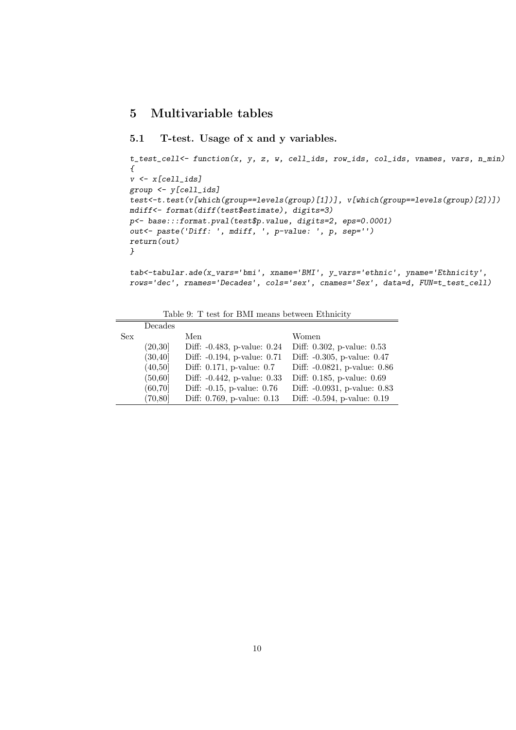## 5 Multivariable tables

### 5.1 T-test. Usage of x and y variables.

```
t_test_cell<- function(x, y, z, w, cell_ids, row_ids, col_ids, vnames, vars, n_min)
{
v <- x[cell_ids]
group <- y[cell_ids]
test<-t.test(v[which(group==levels(group)[1])], v[which(group==levels(group)[2])])
mdiff<- format(diff(test$estimate), digits=3)
p<- base:::format.pval(test$p.value, digits=2, eps=0.0001)
out<- paste('Diff: ', mdiff, ', p-value: ', p, sep='')
return(out)
}

tab<-tabular.ade(x_vars='bmi', xname='BMI', y_vars='ethnic', yname='Ethnicity',
rows='dec', rnames='Decades', cols='sex', cnames='Sex', data=d, FUN=t_test_cell)
```

Table 9: T test for BMI means between Ethnicity

| | Decades | | |
|---|---|---|---|
| Sex | | Men | Women |
| | (20,30] | Diff: -0.483, p-value: 0.24 | Diff: 0.302, p-value: 0.53 |
| | (30,40] | Diff: -0.194, p-value: 0.71 | Diff: -0.305, p-value: 0.47 |
| | (40,50] | Diff: 0.171, p-value: 0.7 | Diff: -0.0821, p-value: 0.86 |
| | (50,60] | Diff: -0.442, p-value: 0.33 | Diff: 0.185, p-value: 0.69 |
| | (60,70] | Diff: -0.15, p-value: 0.76 | Diff: -0.0931, p-value: 0.83 |
| | (70,80] | Diff: 0.769, p-value: 0.13 | Diff: -0.594, p-value: 0.19 |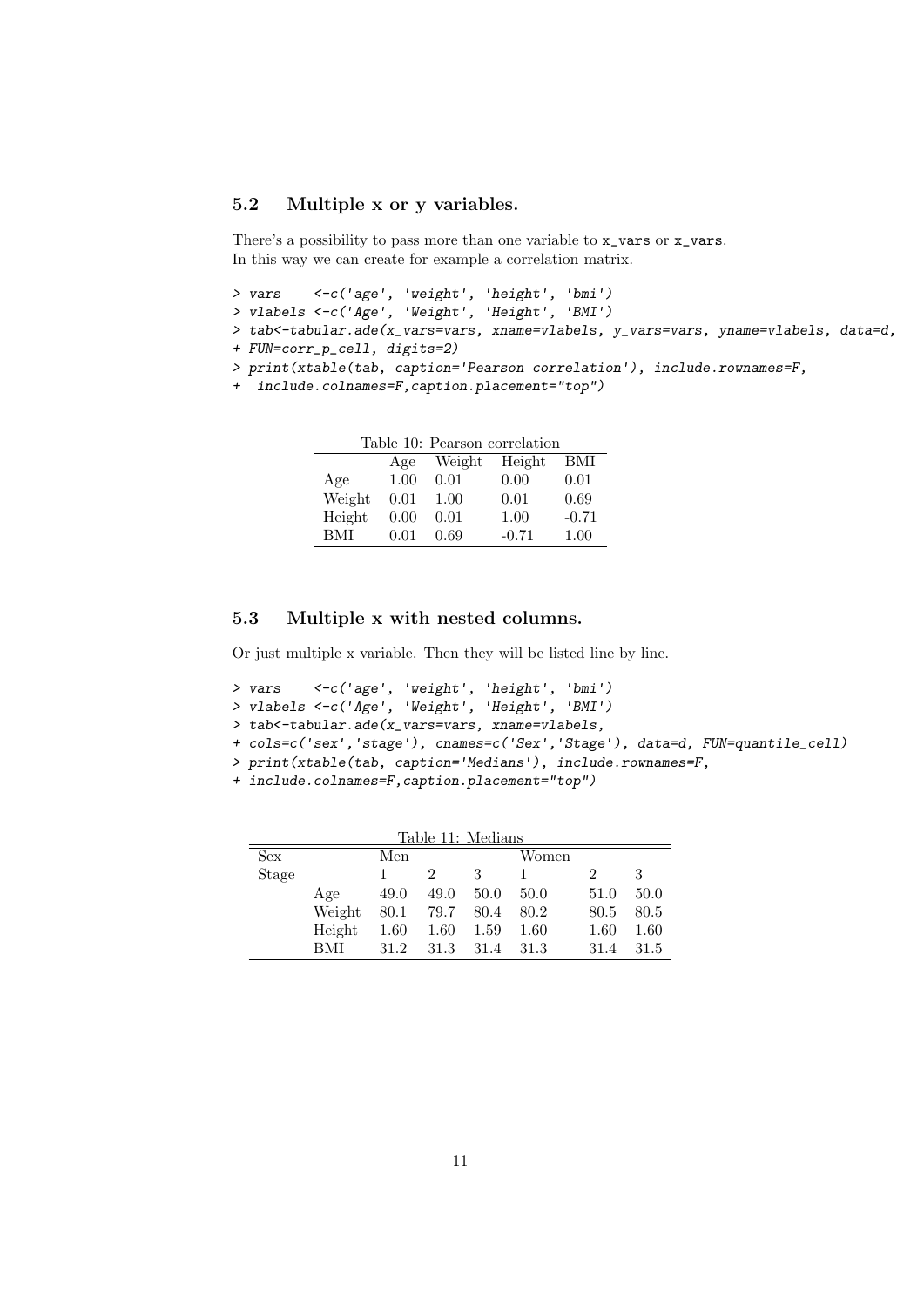### 5.2 Multiple x or y variables.

There's a possibility to pass more than one variable to `x_vars` or `x_vars`.
In this way we can create for example a correlation matrix.

```
> vars    <-c('age', 'weight', 'height', 'bmi')
> vlabels <-c('Age', 'Weight', 'Height', 'BMI')
> tab<-tabular.ade(x_vars=vars, xname=vlabels, y_vars=vars, yname=vlabels, data=d,
+ FUN=corr_p_cell, digits=2)
> print(xtable(tab, caption='Pearson correlation'), include.rownames=F,
+  include.colnames=F,caption.placement="top")
```

Table 10: Pearson correlation

| | Age | Weight | Height | BMI |
|---|---|---|---|---|
| Age | 1.00 | 0.01 | 0.00 | 0.01 |
| Weight | 0.01 | 1.00 | 0.01 | 0.69 |
| Height | 0.00 | 0.01 | 1.00 | -0.71 |
| BMI | 0.01 | 0.69 | -0.71 | 1.00 |

### 5.3 Multiple x with nested columns.

Or just multiple x variable. Then they will be listed line by line.

```
> vars    <-c('age', 'weight', 'height', 'bmi')
> vlabels <-c('Age', 'Weight', 'Height', 'BMI')
> tab<-tabular.ade(x_vars=vars, xname=vlabels,
+ cols=c('sex','stage'), cnames=c('Sex','Stage'), data=d, FUN=quantile_cell)
> print(xtable(tab, caption='Medians'), include.rownames=F,
+ include.colnames=F,caption.placement="top")
```

Table 11: Medians

| Sex | | Men | | | Women | | |
|---|---|---|---|---|---|---|---|
| Stage | | 1 | 2 | 3 | 1 | 2 | 3 |
| | Age | 49.0 | 49.0 | 50.0 | 50.0 | 51.0 | 50.0 |
| | Weight | 80.1 | 79.7 | 80.4 | 80.2 | 80.5 | 80.5 |
| | Height | 1.60 | 1.60 | 1.59 | 1.60 | 1.60 | 1.60 |
| | BMI | 31.2 | 31.3 | 31.4 | 31.3 | 31.4 | 31.5 |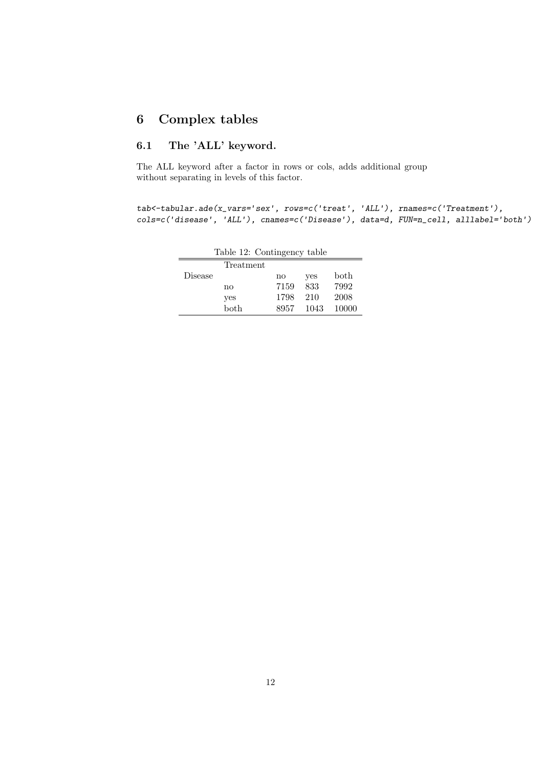# 6 Complex tables

## 6.1 The 'ALL' keyword.

The ALL keyword after a factor in rows or cols, adds additional group without separating in levels of this factor.

```
tab<-tabular.ade(x_vars='sex', rows=c('treat', 'ALL'), rnames=c('Treatment'),
cols=c('disease', 'ALL'), cnames=c('Disease'), data=d, FUN=n_cell, alllabel='both')
```

Table 12: Contingency table

| | Treatment | | | |
|---|---|---|---|---|
| Disease | | no | yes | both |
| | no | 7159 | 833 | 7992 |
| | yes | 1798 | 210 | 2008 |
| | both | 8957 | 1043 | 10000 |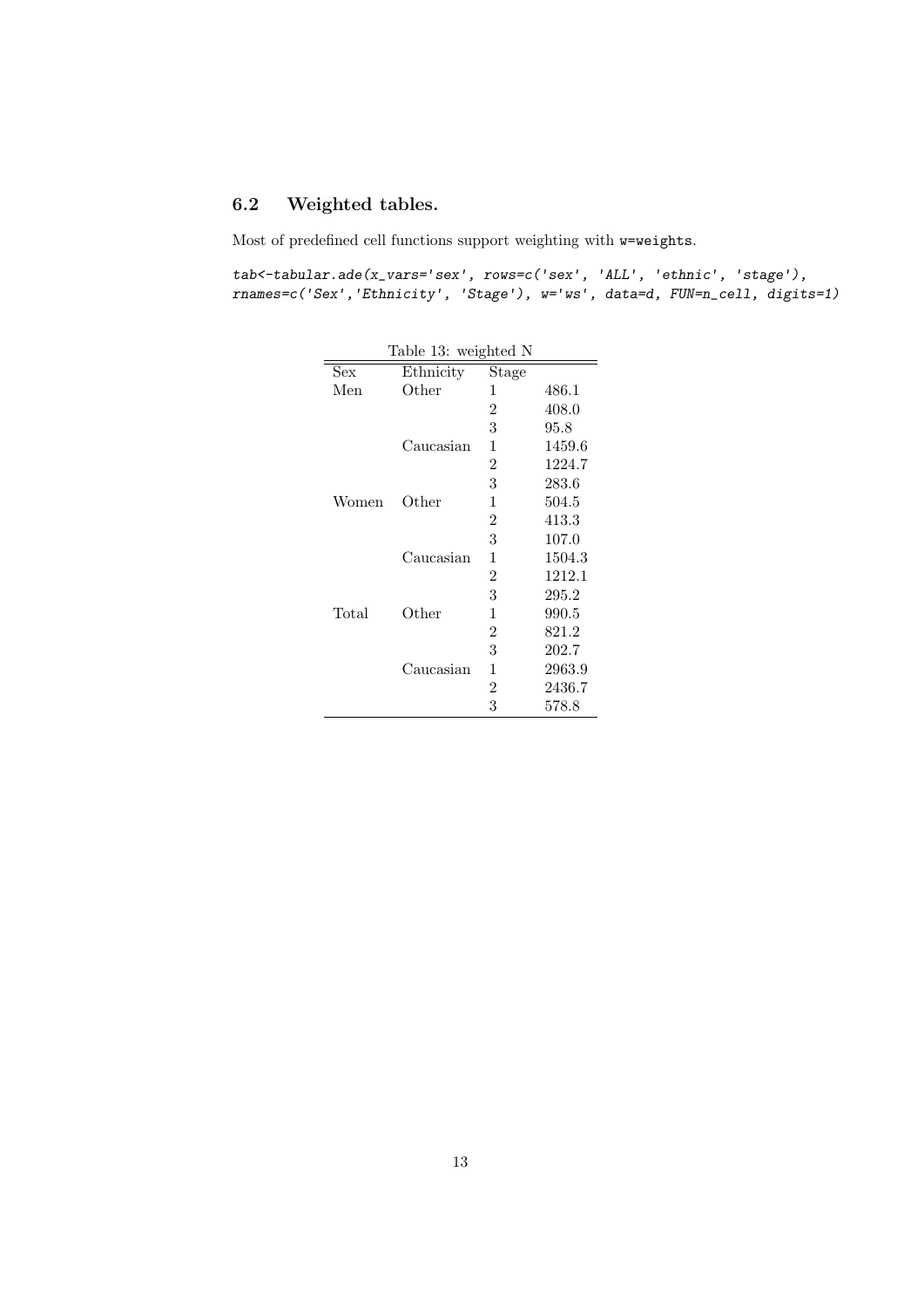## 6.2 Weighted tables.

Most of predefined cell functions support weighting with `w=weights`.

```
tab<-tabular.ade(x_vars='sex', rows=c('sex', 'ALL', 'ethnic', 'stage'),
rnames=c('Sex','Ethnicity', 'Stage'), w='ws', data=d, FUN=n_cell, digits=1)
```

Table 13: weighted N

| Sex | Ethnicity | Stage | |
|---|---|---|---|
| Men | Other | 1 | 486.1 |
| | | 2 | 408.0 |
| | | 3 | 95.8 |
| | Caucasian | 1 | 1459.6 |
| | | 2 | 1224.7 |
| | | 3 | 283.6 |
| Women | Other | 1 | 504.5 |
| | | 2 | 413.3 |
| | | 3 | 107.0 |
| | Caucasian | 1 | 1504.3 |
| | | 2 | 1212.1 |
| | | 3 | 295.2 |
| Total | Other | 1 | 990.5 |
| | | 2 | 821.2 |
| | | 3 | 202.7 |
| | Caucasian | 1 | 2963.9 |
| | | 2 | 2436.7 |
| | | 3 | 578.8 |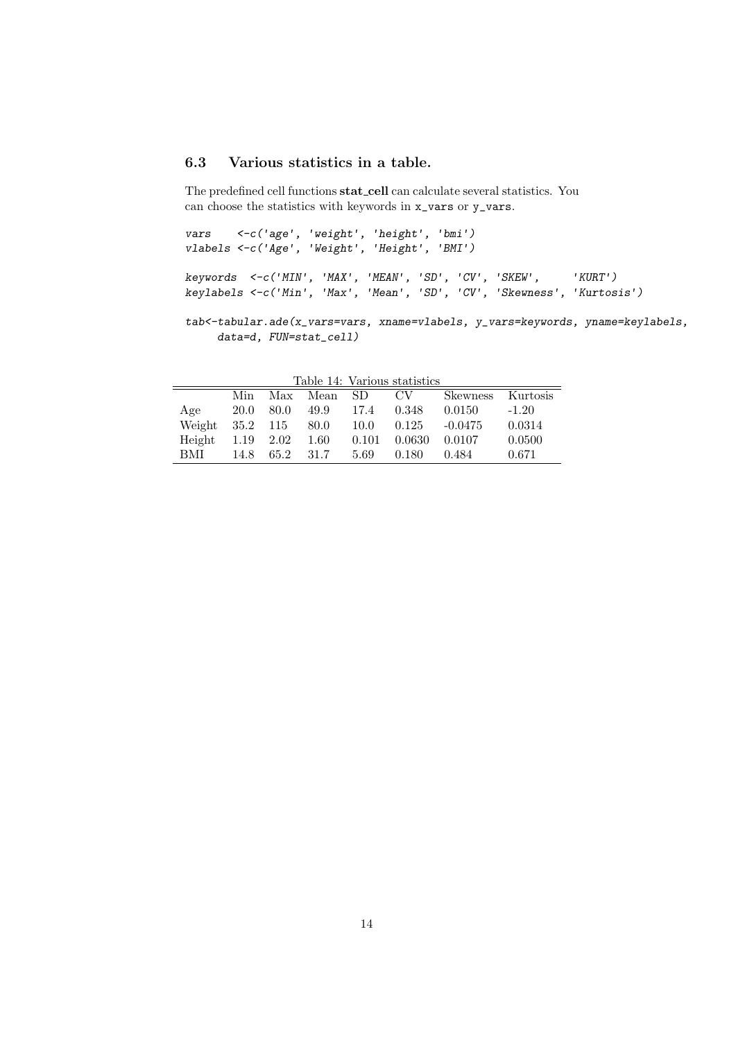### 6.3 Various statistics in a table.

The predefined cell functions **stat_cell** can calculate several statistics. You can choose the statistics with keywords in `x_vars` or `y_vars`.

```
vars    <-c('age', 'weight', 'height', 'bmi')
vlabels <-c('Age', 'Weight', 'Height', 'BMI')

keywords  <-c('MIN', 'MAX', 'MEAN', 'SD', 'CV', 'SKEW',     'KURT')
keylabels <-c('Min', 'Max', 'Mean', 'SD', 'CV', 'Skewness', 'Kurtosis')

tab<-tabular.ade(x_vars=vars, xname=vlabels, y_vars=keywords, yname=keylabels,
     data=d, FUN=stat_cell)
```

Table 14: Various statistics

| | Min | Max | Mean | SD | CV | Skewness | Kurtosis |
|---|---|---|---|---|---|---|---|
| Age | 20.0 | 80.0 | 49.9 | 17.4 | 0.348 | 0.0150 | -1.20 |
| Weight | 35.2 | 115 | 80.0 | 10.0 | 0.125 | -0.0475 | 0.0314 |
| Height | 1.19 | 2.02 | 1.60 | 0.101 | 0.0630 | 0.0107 | 0.0500 |
| BMI | 14.8 | 65.2 | 31.7 | 5.69 | 0.180 | 0.484 | 0.671 |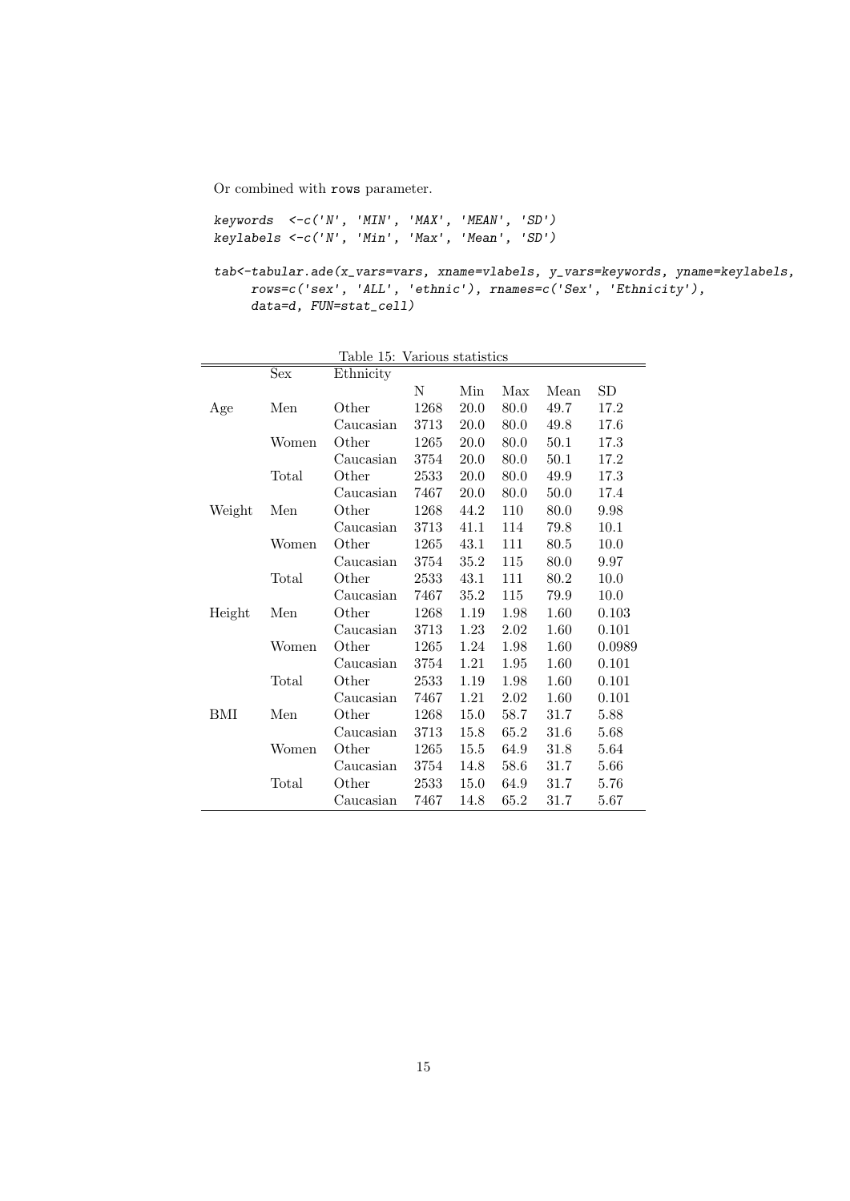Or combined with `rows` parameter.

```
keywords  <-c('N', 'MIN', 'MAX', 'MEAN', 'SD')
keylabels <-c('N', 'Min', 'Max', 'Mean', 'SD')

tab<-tabular.ade(x_vars=vars, xname=vlabels, y_vars=keywords, yname=keylabels,
     rows=c('sex', 'ALL', 'ethnic'), rnames=c('Sex', 'Ethnicity'),
     data=d, FUN=stat_cell)
```

Table 15: Various statistics

| | Sex | Ethnicity | | | | | |
|---|---|---|---|---|---|---|---|
| | | | N | Min | Max | Mean | SD |
| Age | Men | Other | 1268 | 20.0 | 80.0 | 49.7 | 17.2 |
| | | Caucasian | 3713 | 20.0 | 80.0 | 49.8 | 17.6 |
| | Women | Other | 1265 | 20.0 | 80.0 | 50.1 | 17.3 |
| | | Caucasian | 3754 | 20.0 | 80.0 | 50.1 | 17.2 |
| | Total | Other | 2533 | 20.0 | 80.0 | 49.9 | 17.3 |
| | | Caucasian | 7467 | 20.0 | 80.0 | 50.0 | 17.4 |
| Weight | Men | Other | 1268 | 44.2 | 110 | 80.0 | 9.98 |
| | | Caucasian | 3713 | 41.1 | 114 | 79.8 | 10.1 |
| | Women | Other | 1265 | 43.1 | 111 | 80.5 | 10.0 |
| | | Caucasian | 3754 | 35.2 | 115 | 80.0 | 9.97 |
| | Total | Other | 2533 | 43.1 | 111 | 80.2 | 10.0 |
| | | Caucasian | 7467 | 35.2 | 115 | 79.9 | 10.0 |
| Height | Men | Other | 1268 | 1.19 | 1.98 | 1.60 | 0.103 |
| | | Caucasian | 3713 | 1.23 | 2.02 | 1.60 | 0.101 |
| | Women | Other | 1265 | 1.24 | 1.98 | 1.60 | 0.0989 |
| | | Caucasian | 3754 | 1.21 | 1.95 | 1.60 | 0.101 |
| | Total | Other | 2533 | 1.19 | 1.98 | 1.60 | 0.101 |
| | | Caucasian | 7467 | 1.21 | 2.02 | 1.60 | 0.101 |
| BMI | Men | Other | 1268 | 15.0 | 58.7 | 31.7 | 5.88 |
| | | Caucasian | 3713 | 15.8 | 65.2 | 31.6 | 5.68 |
| | Women | Other | 1265 | 15.5 | 64.9 | 31.8 | 5.64 |
| | | Caucasian | 3754 | 14.8 | 58.6 | 31.7 | 5.66 |
| | Total | Other | 2533 | 15.0 | 64.9 | 31.7 | 5.76 |
| | | Caucasian | 7467 | 14.8 | 65.2 | 31.7 | 5.67 |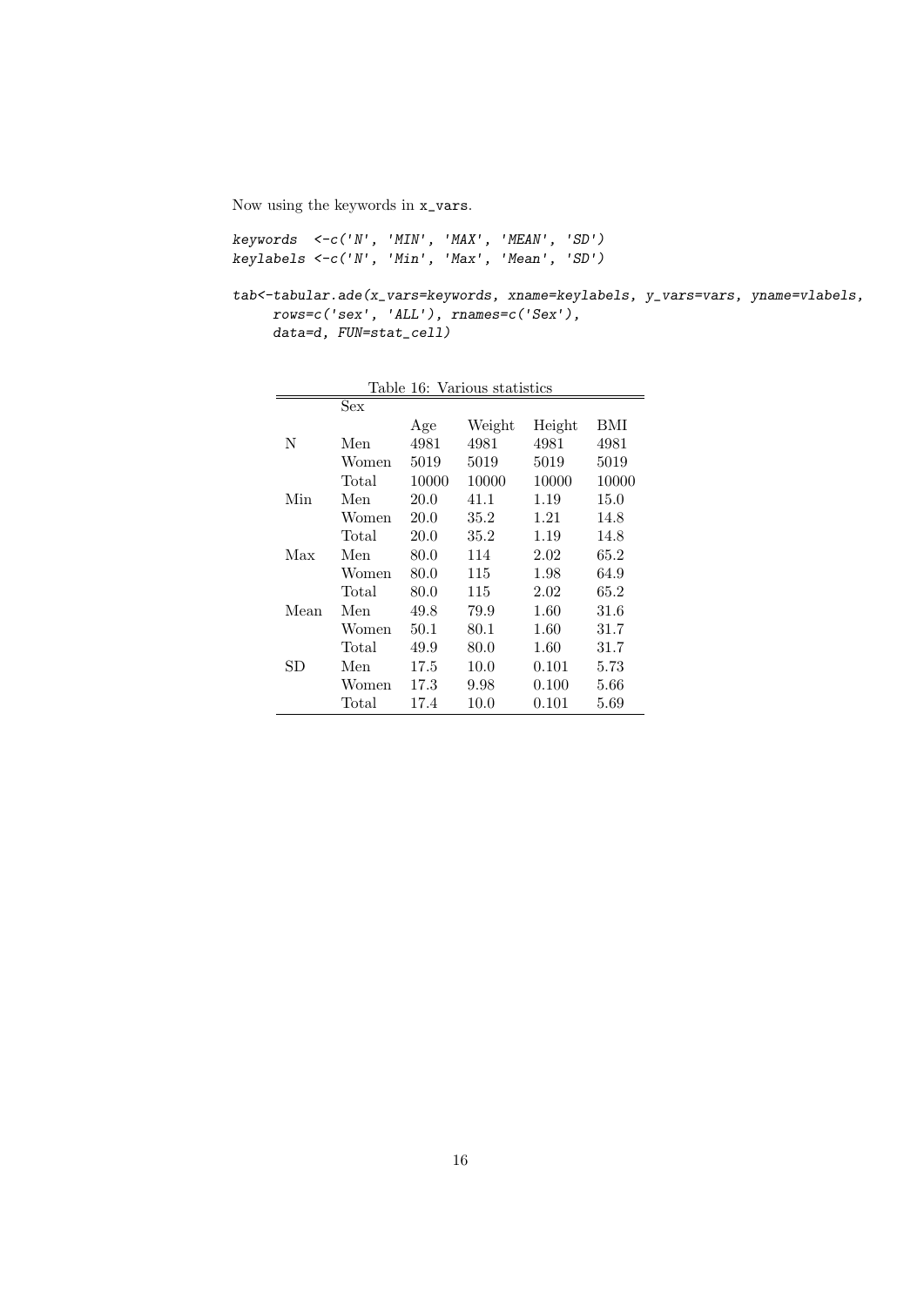Now using the keywords in x_vars.

```
keywords  <-c('N', 'MIN', 'MAX', 'MEAN', 'SD')
keylabels <-c('N', 'Min', 'Max', 'Mean', 'SD')

tab<-tabular.ade(x_vars=keywords, xname=keylabels, y_vars=vars, yname=vlabels,
     rows=c('sex', 'ALL'), rnames=c('Sex'),
     data=d, FUN=stat_cell)
```

Table 16: Various statistics

| | Sex | | | | |
|---|---|---|---|---|---|
| | | Age | Weight | Height | BMI |
| N | Men | 4981 | 4981 | 4981 | 4981 |
| | Women | 5019 | 5019 | 5019 | 5019 |
| | Total | 10000 | 10000 | 10000 | 10000 |
| Min | Men | 20.0 | 41.1 | 1.19 | 15.0 |
| | Women | 20.0 | 35.2 | 1.21 | 14.8 |
| | Total | 20.0 | 35.2 | 1.19 | 14.8 |
| Max | Men | 80.0 | 114 | 2.02 | 65.2 |
| | Women | 80.0 | 115 | 1.98 | 64.9 |
| | Total | 80.0 | 115 | 2.02 | 65.2 |
| Mean | Men | 49.8 | 79.9 | 1.60 | 31.6 |
| | Women | 50.1 | 80.1 | 1.60 | 31.7 |
| | Total | 49.9 | 80.0 | 1.60 | 31.7 |
| SD | Men | 17.5 | 10.0 | 0.101 | 5.73 |
| | Women | 17.3 | 9.98 | 0.100 | 5.66 |
| | Total | 17.4 | 10.0 | 0.101 | 5.69 |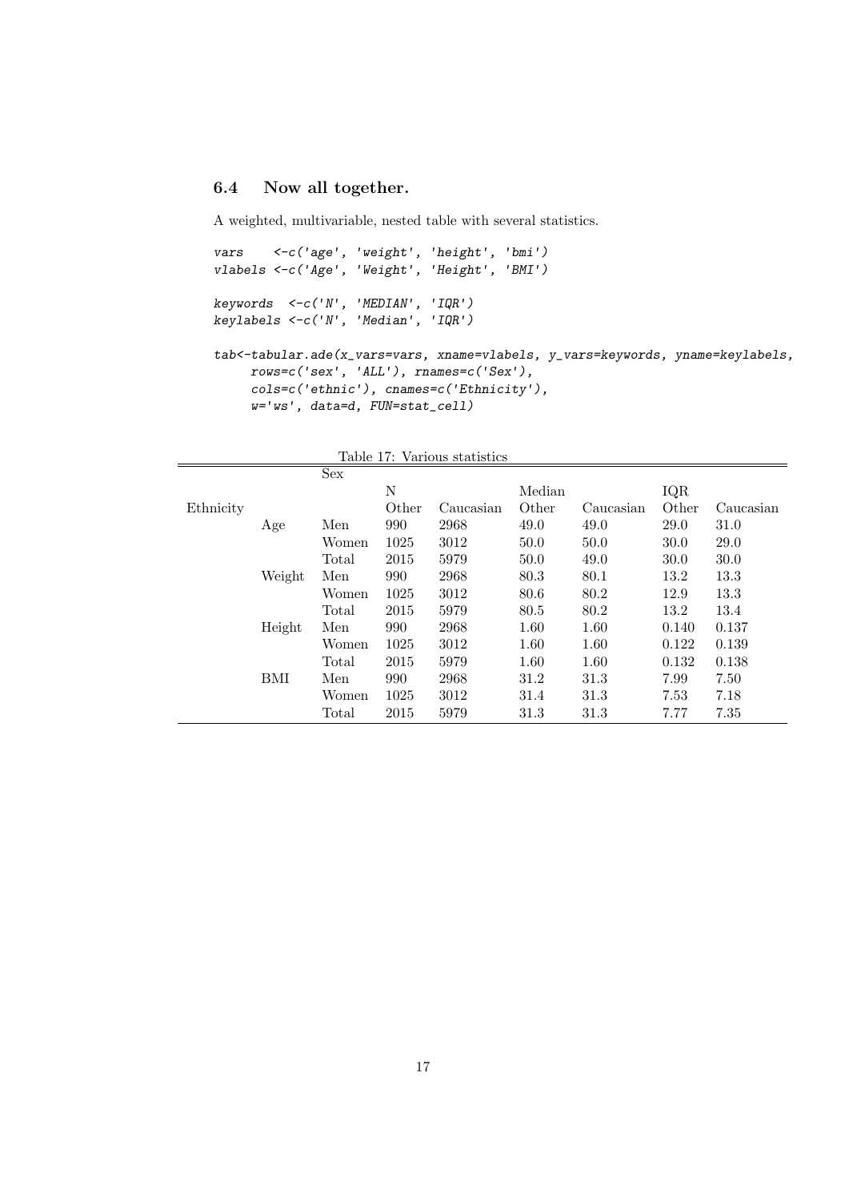### 6.4 Now all together.

A weighted, multivariable, nested table with several statistics.

```
vars    <-c('age', 'weight', 'height', 'bmi')
vlabels <-c('Age', 'Weight', 'Height', 'BMI')

keywords  <-c('N', 'MEDIAN', 'IQR')
keylabels <-c('N', 'Median', 'IQR')

tab<-tabular.ade(x_vars=vars, xname=vlabels, y_vars=keywords, yname=keylabels,
     rows=c('sex', 'ALL'), rnames=c('Sex'),
     cols=c('ethnic'), cnames=c('Ethnicity'),
     w='ws', data=d, FUN=stat_cell)
```

Table 17: Various statistics

| | | Sex | | | | | | |
|---|---|---|---|---|---|---|---|---|
| | | | N | | Median | | IQR | |
| Ethnicity | | | Other | Caucasian | Other | Caucasian | Other | Caucasian |
| | Age | Men | 990 | 2968 | 49.0 | 49.0 | 29.0 | 31.0 |
| | | Women | 1025 | 3012 | 50.0 | 50.0 | 30.0 | 29.0 |
| | | Total | 2015 | 5979 | 50.0 | 49.0 | 30.0 | 30.0 |
| | Weight | Men | 990 | 2968 | 80.3 | 80.1 | 13.2 | 13.3 |
| | | Women | 1025 | 3012 | 80.6 | 80.2 | 12.9 | 13.3 |
| | | Total | 2015 | 5979 | 80.5 | 80.2 | 13.2 | 13.4 |
| | Height | Men | 990 | 2968 | 1.60 | 1.60 | 0.140 | 0.137 |
| | | Women | 1025 | 3012 | 1.60 | 1.60 | 0.122 | 0.139 |
| | | Total | 2015 | 5979 | 1.60 | 1.60 | 0.132 | 0.138 |
| | BMI | Men | 990 | 2968 | 31.2 | 31.3 | 7.99 | 7.50 |
| | | Women | 1025 | 3012 | 31.4 | 31.3 | 7.53 | 7.18 |
| | | Total | 2015 | 5979 | 31.3 | 31.3 | 7.77 | 7.35 |